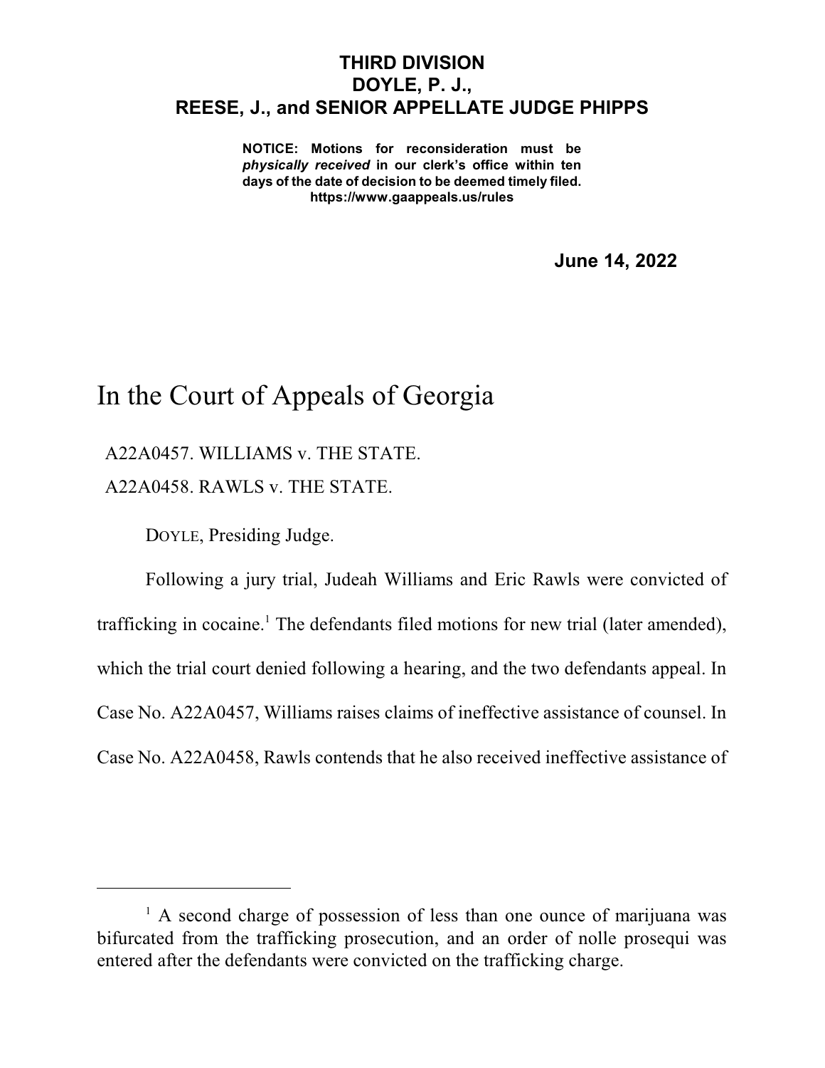**THIRD DIVISION**
**DOYLE, P. J.,**
**REESE, J., and SENIOR APPELLATE JUDGE PHIPPS**

**NOTICE: Motions for reconsideration must be *physically received* in our clerk's office within ten days of the date of decision to be deemed timely filed.**
**https://www.gaappeals.us/rules**

**June 14, 2022**

# In the Court of Appeals of Georgia

A22A0457. WILLIAMS v. THE STATE.

A22A0458. RAWLS v. THE STATE.

DOYLE, Presiding Judge.

Following a jury trial, Judeah Williams and Eric Rawls were convicted of trafficking in cocaine.[1] The defendants filed motions for new trial (later amended), which the trial court denied following a hearing, and the two defendants appeal. In Case No. A22A0457, Williams raises claims of ineffective assistance of counsel. In Case No. A22A0458, Rawls contends that he also received ineffective assistance of

---

[1] A second charge of possession of less than one ounce of marijuana was bifurcated from the trafficking prosecution, and an order of nolle prosequi was entered after the defendants were convicted on the trafficking charge.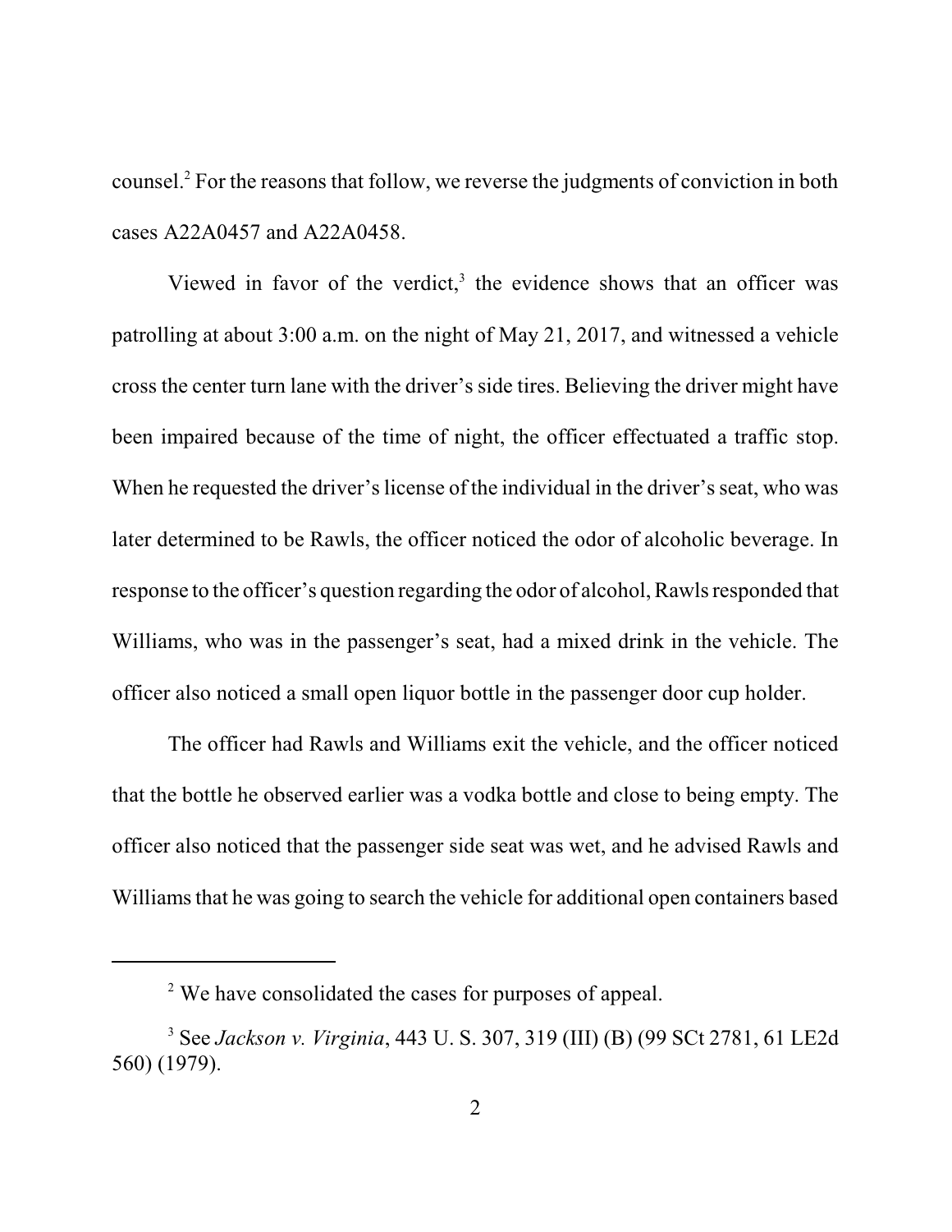counsel.[2] For the reasons that follow, we reverse the judgments of conviction in both cases A22A0457 and A22A0458.

Viewed in favor of the verdict,[3] the evidence shows that an officer was patrolling at about 3:00 a.m. on the night of May 21, 2017, and witnessed a vehicle cross the center turn lane with the driver's side tires. Believing the driver might have been impaired because of the time of night, the officer effectuated a traffic stop. When he requested the driver's license of the individual in the driver's seat, who was later determined to be Rawls, the officer noticed the odor of alcoholic beverage. In response to the officer's question regarding the odor of alcohol, Rawls responded that Williams, who was in the passenger's seat, had a mixed drink in the vehicle. The officer also noticed a small open liquor bottle in the passenger door cup holder.

The officer had Rawls and Williams exit the vehicle, and the officer noticed that the bottle he observed earlier was a vodka bottle and close to being empty. The officer also noticed that the passenger side seat was wet, and he advised Rawls and Williams that he was going to search the vehicle for additional open containers based

---

[2] We have consolidated the cases for purposes of appeal.

[3] See *Jackson v. Virginia*, 443 U. S. 307, 319 (III) (B) (99 SCt 2781, 61 LE2d 560) (1979).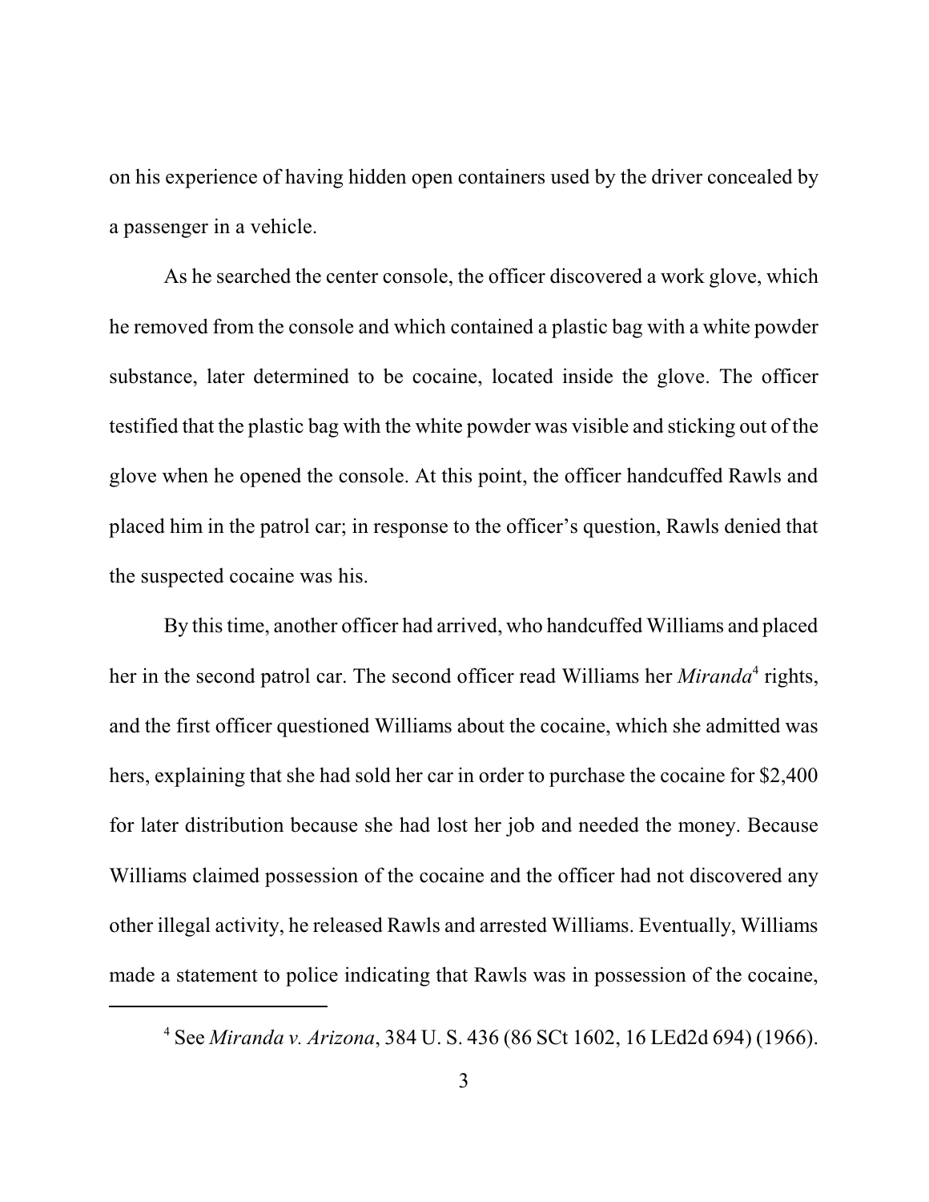on his experience of having hidden open containers used by the driver concealed by a passenger in a vehicle.

As he searched the center console, the officer discovered a work glove, which he removed from the console and which contained a plastic bag with a white powder substance, later determined to be cocaine, located inside the glove. The officer testified that the plastic bag with the white powder was visible and sticking out of the glove when he opened the console. At this point, the officer handcuffed Rawls and placed him in the patrol car; in response to the officer's question, Rawls denied that the suspected cocaine was his.

By this time, another officer had arrived, who handcuffed Williams and placed her in the second patrol car. The second officer read Williams her *Miranda*[4] rights, and the first officer questioned Williams about the cocaine, which she admitted was hers, explaining that she had sold her car in order to purchase the cocaine for $2,400 for later distribution because she had lost her job and needed the money. Because Williams claimed possession of the cocaine and the officer had not discovered any other illegal activity, he released Rawls and arrested Williams. Eventually, Williams made a statement to police indicating that Rawls was in possession of the cocaine,

---

[4] See *Miranda v. Arizona*, 384 U. S. 436 (86 SCt 1602, 16 LEd2d 694) (1966).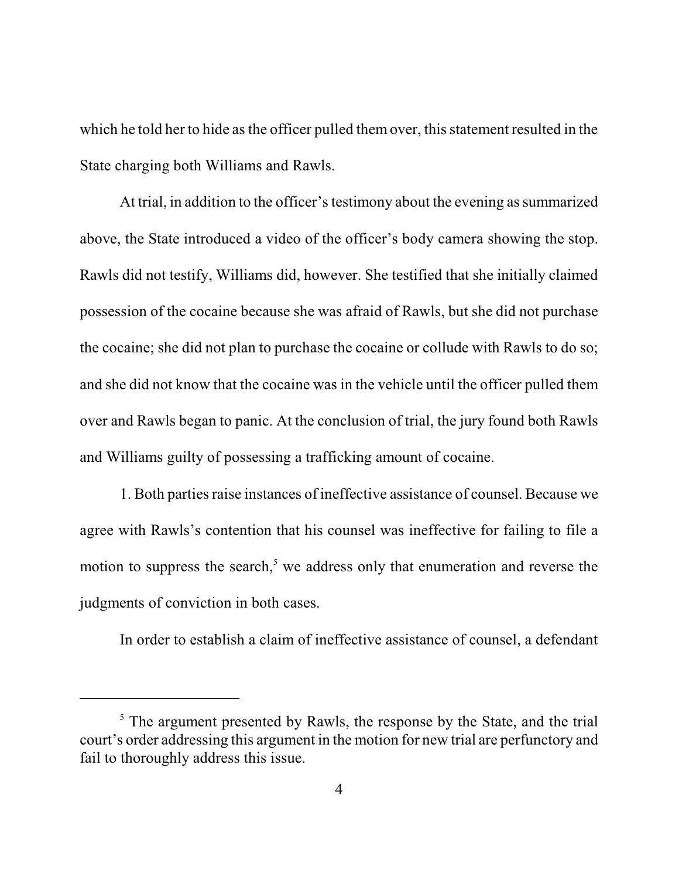which he told her to hide as the officer pulled them over, this statement resulted in the State charging both Williams and Rawls.

At trial, in addition to the officer's testimony about the evening as summarized above, the State introduced a video of the officer's body camera showing the stop. Rawls did not testify, Williams did, however. She testified that she initially claimed possession of the cocaine because she was afraid of Rawls, but she did not purchase the cocaine; she did not plan to purchase the cocaine or collude with Rawls to do so; and she did not know that the cocaine was in the vehicle until the officer pulled them over and Rawls began to panic. At the conclusion of trial, the jury found both Rawls and Williams guilty of possessing a trafficking amount of cocaine.

1. Both parties raise instances of ineffective assistance of counsel. Because we agree with Rawls's contention that his counsel was ineffective for failing to file a motion to suppress the search,[5] we address only that enumeration and reverse the judgments of conviction in both cases.

In order to establish a claim of ineffective assistance of counsel, a defendant

---

[5] The argument presented by Rawls, the response by the State, and the trial court's order addressing this argument in the motion for new trial are perfunctory and fail to thoroughly address this issue.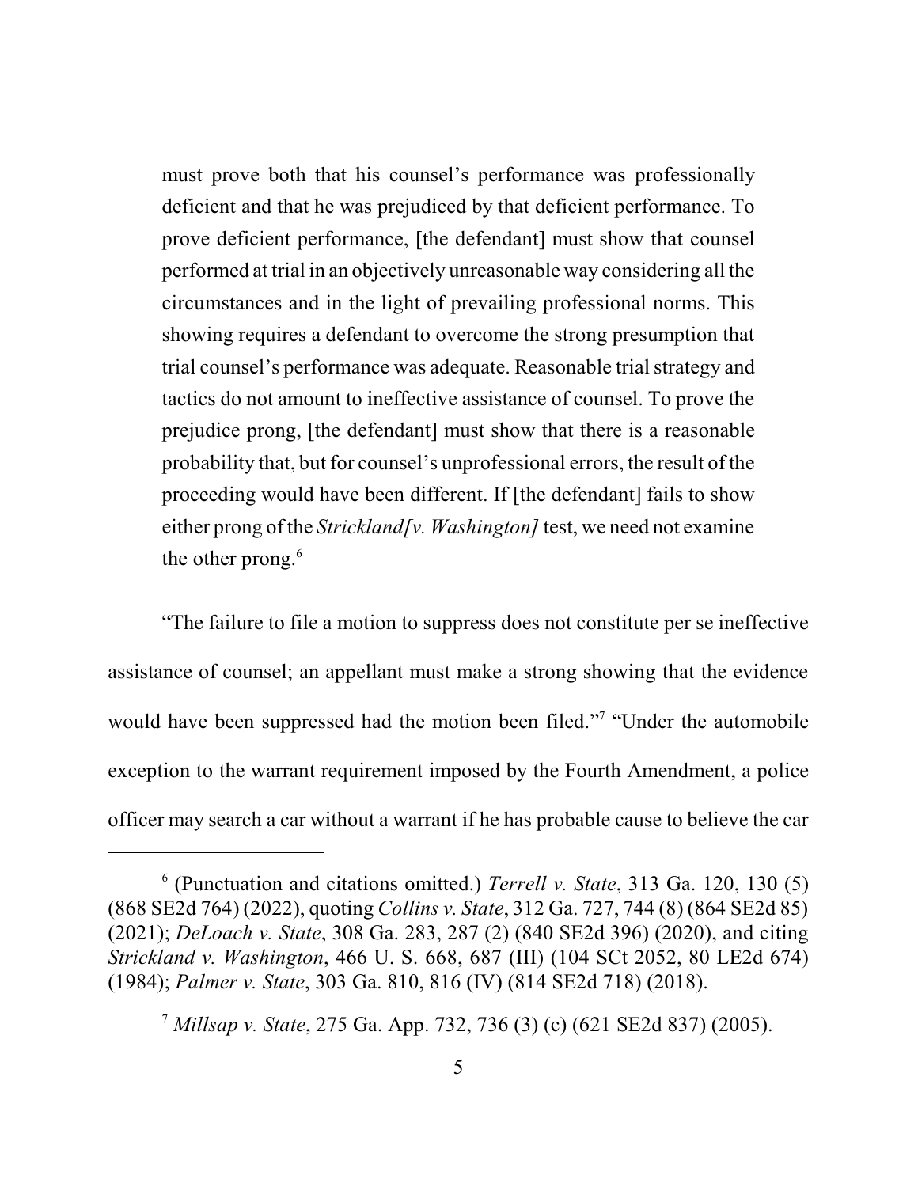must prove both that his counsel's performance was professionally deficient and that he was prejudiced by that deficient performance. To prove deficient performance, [the defendant] must show that counsel performed at trial in an objectively unreasonable way considering all the circumstances and in the light of prevailing professional norms. This showing requires a defendant to overcome the strong presumption that trial counsel's performance was adequate. Reasonable trial strategy and tactics do not amount to ineffective assistance of counsel. To prove the prejudice prong, [the defendant] must show that there is a reasonable probability that, but for counsel's unprofessional errors, the result of the proceeding would have been different. If [the defendant] fails to show either prong of the *Strickland[v. Washington]* test, we need not examine the other prong.[6]

"The failure to file a motion to suppress does not constitute per se ineffective assistance of counsel; an appellant must make a strong showing that the evidence would have been suppressed had the motion been filed."[7] "Under the automobile exception to the warrant requirement imposed by the Fourth Amendment, a police officer may search a car without a warrant if he has probable cause to believe the car

---

[6] (Punctuation and citations omitted.) *Terrell v. State*, 313 Ga. 120, 130 (5) (868 SE2d 764) (2022), quoting *Collins v. State*, 312 Ga. 727, 744 (8) (864 SE2d 85) (2021); *DeLoach v. State*, 308 Ga. 283, 287 (2) (840 SE2d 396) (2020), and citing *Strickland v. Washington*, 466 U. S. 668, 687 (III) (104 SCt 2052, 80 LE2d 674) (1984); *Palmer v. State*, 303 Ga. 810, 816 (IV) (814 SE2d 718) (2018).

[7] *Millsap v. State*, 275 Ga. App. 732, 736 (3) (c) (621 SE2d 837) (2005).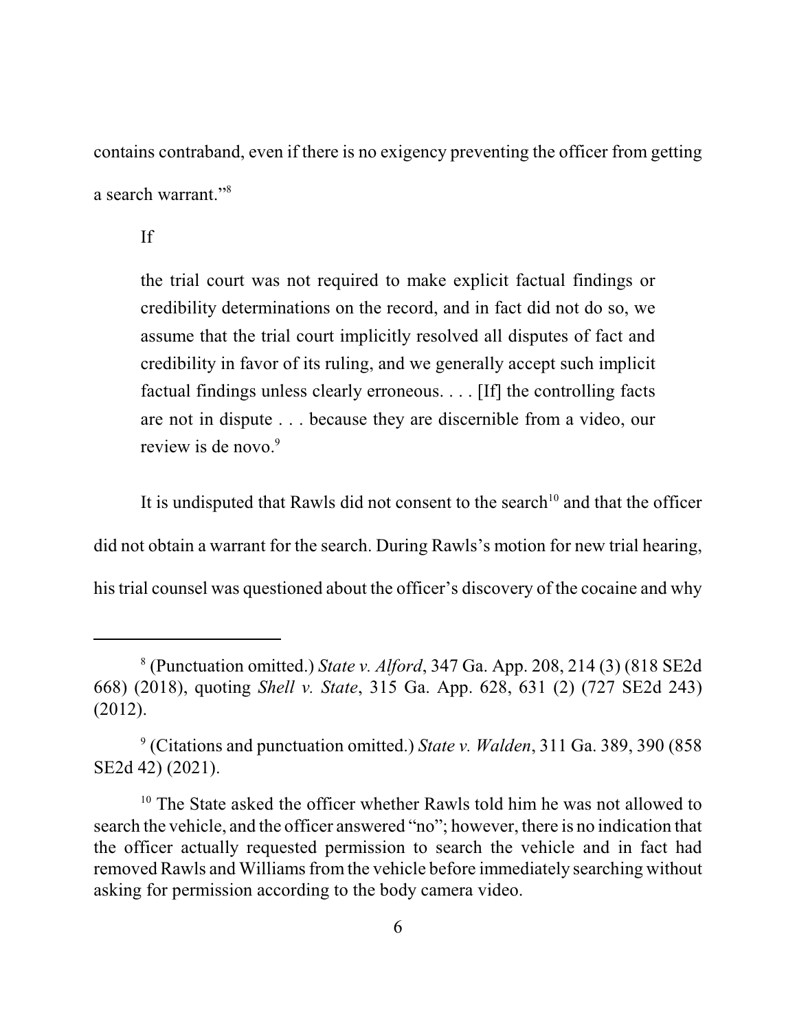contains contraband, even if there is no exigency preventing the officer from getting a search warrant."[8]

If

> the trial court was not required to make explicit factual findings or credibility determinations on the record, and in fact did not do so, we assume that the trial court implicitly resolved all disputes of fact and credibility in favor of its ruling, and we generally accept such implicit factual findings unless clearly erroneous. . . . [If] the controlling facts are not in dispute . . . because they are discernible from a video, our review is de novo.[9]

It is undisputed that Rawls did not consent to the search[10] and that the officer did not obtain a warrant for the search. During Rawls's motion for new trial hearing, his trial counsel was questioned about the officer's discovery of the cocaine and why

---

[8] (Punctuation omitted.) *State v. Alford*, 347 Ga. App. 208, 214 (3) (818 SE2d 668) (2018), quoting *Shell v. State*, 315 Ga. App. 628, 631 (2) (727 SE2d 243) (2012).

[9] (Citations and punctuation omitted.) *State v. Walden*, 311 Ga. 389, 390 (858 SE2d 42) (2021).

[10] The State asked the officer whether Rawls told him he was not allowed to search the vehicle, and the officer answered "no"; however, there is no indication that the officer actually requested permission to search the vehicle and in fact had removed Rawls and Williams from the vehicle before immediately searching without asking for permission according to the body camera video.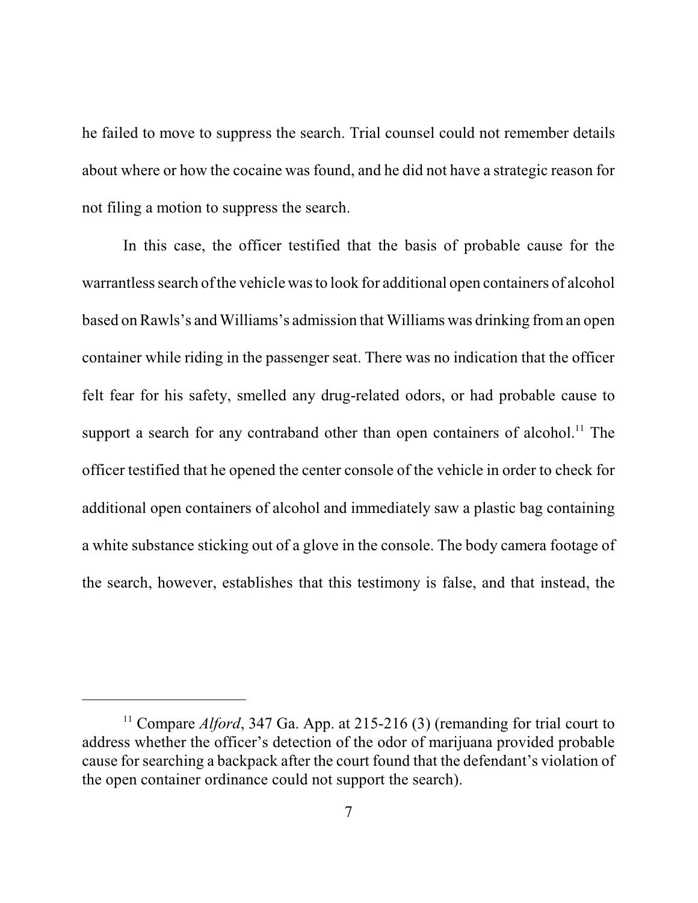he failed to move to suppress the search. Trial counsel could not remember details about where or how the cocaine was found, and he did not have a strategic reason for not filing a motion to suppress the search.

In this case, the officer testified that the basis of probable cause for the warrantless search of the vehicle was to look for additional open containers of alcohol based on Rawls's and Williams's admission that Williams was drinking from an open container while riding in the passenger seat. There was no indication that the officer felt fear for his safety, smelled any drug-related odors, or had probable cause to support a search for any contraband other than open containers of alcohol.[11] The officer testified that he opened the center console of the vehicle in order to check for additional open containers of alcohol and immediately saw a plastic bag containing a white substance sticking out of a glove in the console. The body camera footage of the search, however, establishes that this testimony is false, and that instead, the

---

[11] Compare *Alford*, 347 Ga. App. at 215-216 (3) (remanding for trial court to address whether the officer's detection of the odor of marijuana provided probable cause for searching a backpack after the court found that the defendant's violation of the open container ordinance could not support the search).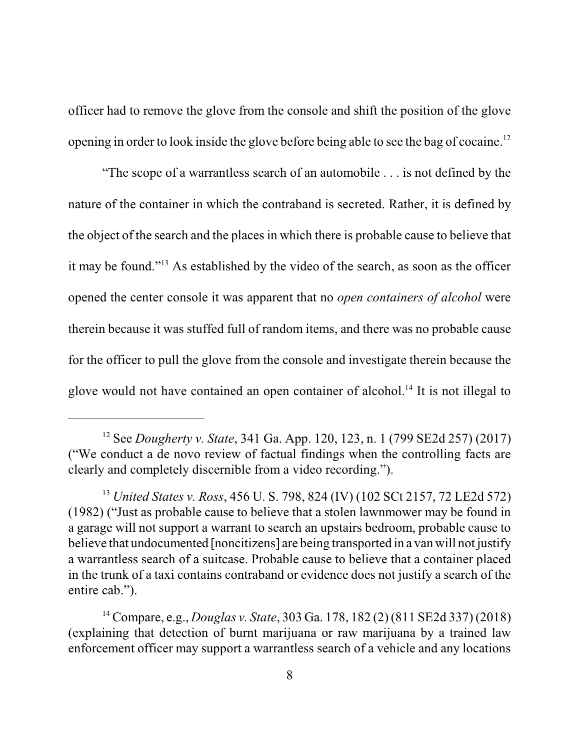officer had to remove the glove from the console and shift the position of the glove opening in order to look inside the glove before being able to see the bag of cocaine.[12]

"The scope of a warrantless search of an automobile . . . is not defined by the nature of the container in which the contraband is secreted. Rather, it is defined by the object of the search and the places in which there is probable cause to believe that it may be found."[13] As established by the video of the search, as soon as the officer opened the center console it was apparent that no *open containers of alcohol* were therein because it was stuffed full of random items, and there was no probable cause for the officer to pull the glove from the console and investigate therein because the glove would not have contained an open container of alcohol.[14] It is not illegal to

---

[12] See *Dougherty v. State*, 341 Ga. App. 120, 123, n. 1 (799 SE2d 257) (2017) ("We conduct a de novo review of factual findings when the controlling facts are clearly and completely discernible from a video recording.").

[13] *United States v. Ross*, 456 U. S. 798, 824 (IV) (102 SCt 2157, 72 LE2d 572) (1982) ("Just as probable cause to believe that a stolen lawnmower may be found in a garage will not support a warrant to search an upstairs bedroom, probable cause to believe that undocumented [noncitizens] are being transported in a van will not justify a warrantless search of a suitcase. Probable cause to believe that a container placed in the trunk of a taxi contains contraband or evidence does not justify a search of the entire cab.").

[14] Compare, e.g., *Douglas v. State*, 303 Ga. 178, 182 (2) (811 SE2d 337) (2018) (explaining that detection of burnt marijuana or raw marijuana by a trained law enforcement officer may support a warrantless search of a vehicle and any locations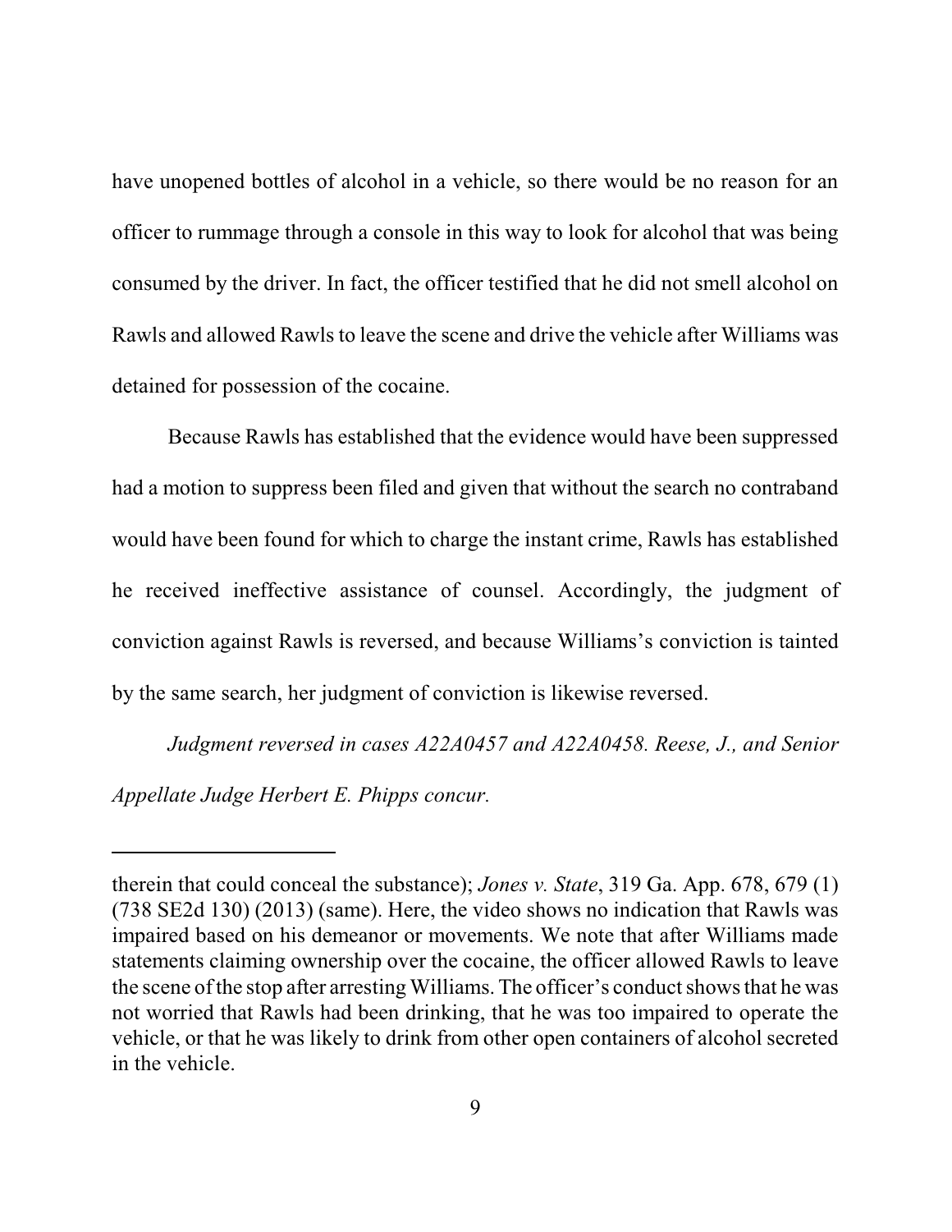have unopened bottles of alcohol in a vehicle, so there would be no reason for an officer to rummage through a console in this way to look for alcohol that was being consumed by the driver. In fact, the officer testified that he did not smell alcohol on Rawls and allowed Rawls to leave the scene and drive the vehicle after Williams was detained for possession of the cocaine.

Because Rawls has established that the evidence would have been suppressed had a motion to suppress been filed and given that without the search no contraband would have been found for which to charge the instant crime, Rawls has established he received ineffective assistance of counsel. Accordingly, the judgment of conviction against Rawls is reversed, and because Williams's conviction is tainted by the same search, her judgment of conviction is likewise reversed.

*Judgment reversed in cases A22A0457 and A22A0458. Reese, J., and Senior Appellate Judge Herbert E. Phipps concur.*

---

therein that could conceal the substance); *Jones v. State*, 319 Ga. App. 678, 679 (1) (738 SE2d 130) (2013) (same). Here, the video shows no indication that Rawls was impaired based on his demeanor or movements. We note that after Williams made statements claiming ownership over the cocaine, the officer allowed Rawls to leave the scene of the stop after arresting Williams. The officer's conduct shows that he was not worried that Rawls had been drinking, that he was too impaired to operate the vehicle, or that he was likely to drink from other open containers of alcohol secreted in the vehicle.